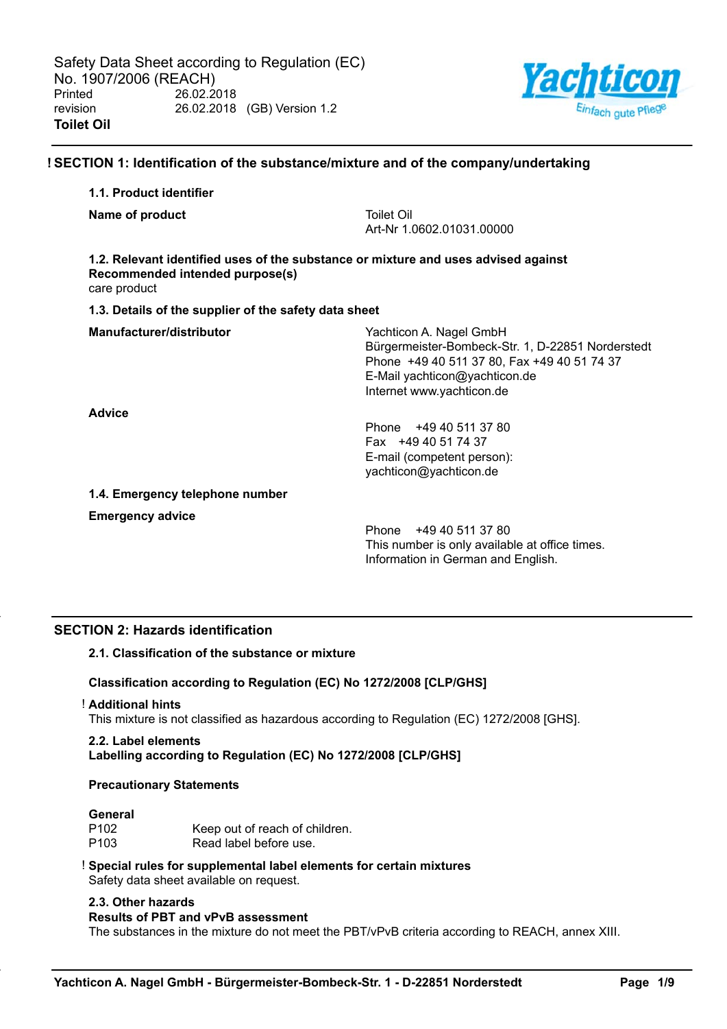Safety Data Sheet according to Regulation (EC) No. 1907/2006 (REACH)

Printed 26.02.2018
revision 26.02.2018 (GB) Version 1.2

**Toilet Oil**

## ! SECTION 1: Identification of the substance/mixture and of the company/undertaking

### 1.1. Product identifier

**Name of product**

Toilet Oil
Art-Nr 1.0602.01031.00000

### 1.2. Relevant identified uses of the substance or mixture and uses advised against

**Recommended intended purpose(s)**

care product

### 1.3. Details of the supplier of the safety data sheet

**Manufacturer/distributor**

Yachticon A. Nagel GmbH
Bürgermeister-Bombeck-Str. 1, D-22851 Norderstedt
Phone +49 40 511 37 80, Fax +49 40 51 74 37
E-Mail yachticon@yachticon.de
Internet www.yachticon.de

**Advice**

Phone +49 40 511 37 80
Fax +49 40 51 74 37
E-mail (competent person):
yachticon@yachticon.de

### 1.4. Emergency telephone number

**Emergency advice**

Phone +49 40 511 37 80
This number is only available at office times.
Information in German and English.

## SECTION 2: Hazards identification

### 2.1. Classification of the substance or mixture

**Classification according to Regulation (EC) No 1272/2008 [CLP/GHS]**

! **Additional hints**

This mixture is not classified as hazardous according to Regulation (EC) 1272/2008 [GHS].

### 2.2. Label elements

**Labelling according to Regulation (EC) No 1272/2008 [CLP/GHS]**

**Precautionary Statements**

**General**

P102 Keep out of reach of children.
P103 Read label before use.

! **Special rules for supplemental label elements for certain mixtures**

Safety data sheet available on request.

### 2.3. Other hazards

**Results of PBT and vPvB assessment**

The substances in the mixture do not meet the PBT/vPvB criteria according to REACH, annex XIII.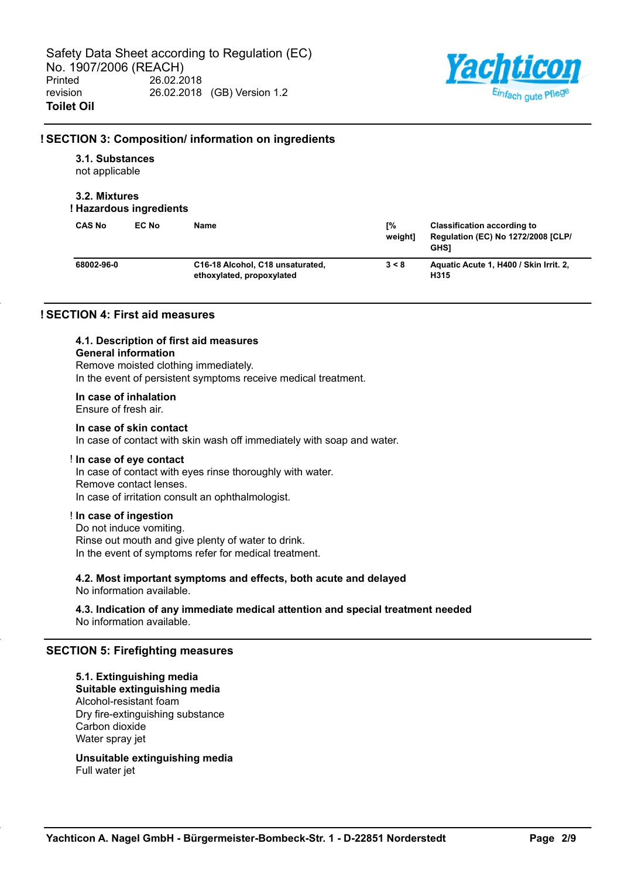## ! SECTION 3: Composition/ information on ingredients

### 3.1. Substances

not applicable

### 3.2. Mixtures

**! Hazardous ingredients**

| CAS No | EC No | Name | [% weight] | Classification according to Regulation (EC) No 1272/2008 [CLP/ GHS] |
|---|---|---|---|---|
| 68002-96-0 | | C16-18 Alcohol, C18 unsaturated, ethoxylated, propoxylated | 3 < 8 | Aquatic Acute 1, H400 / Skin Irrit. 2, H315 |

## ! SECTION 4: First aid measures

### 4.1. Description of first aid measures

**General information**

Remove moisted clothing immediately.
In the event of persistent symptoms receive medical treatment.

**In case of inhalation**

Ensure of fresh air.

**In case of skin contact**

In case of contact with skin wash off immediately with soap and water.

**! In case of eye contact**

In case of contact with eyes rinse thoroughly with water.
Remove contact lenses.
In case of irritation consult an ophthalmologist.

**! In case of ingestion**

Do not induce vomiting.
Rinse out mouth and give plenty of water to drink.
In the event of symptoms refer for medical treatment.

### 4.2. Most important symptoms and effects, both acute and delayed

No information available.

### 4.3. Indication of any immediate medical attention and special treatment needed

No information available.

## SECTION 5: Firefighting measures

### 5.1. Extinguishing media

**Suitable extinguishing media**

Alcohol-resistant foam
Dry fire-extinguishing substance
Carbon dioxide
Water spray jet

**Unsuitable extinguishing media**

Full water jet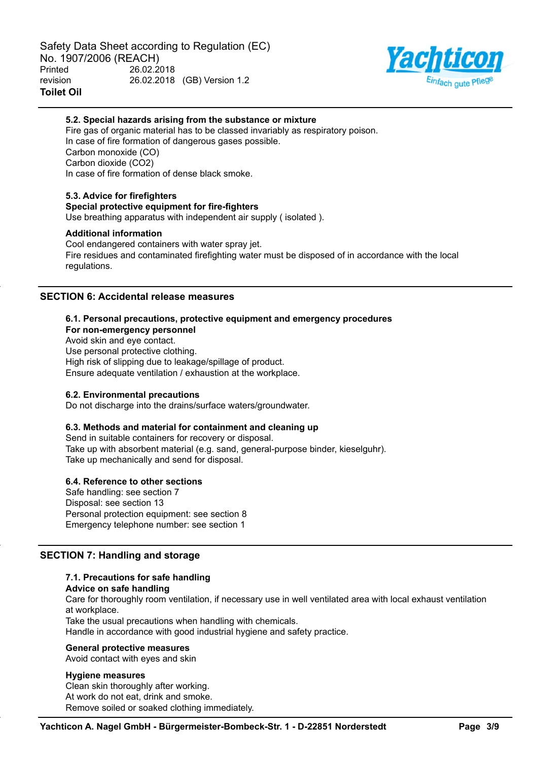### 5.2. Special hazards arising from the substance or mixture

Fire gas of organic material has to be classed invariably as respiratory poison.
In case of fire formation of dangerous gases possible.
Carbon monoxide (CO)
Carbon dioxide ($CO_2$)
In case of fire formation of dense black smoke.

### 5.3. Advice for firefighters

**Special protective equipment for fire-fighters**

Use breathing apparatus with independent air supply ( isolated ).

**Additional information**

Cool endangered containers with water spray jet.
Fire residues and contaminated firefighting water must be disposed of in accordance with the local regulations.

## SECTION 6: Accidental release measures

### 6.1. Personal precautions, protective equipment and emergency procedures

**For non-emergency personnel**

Avoid skin and eye contact.
Use personal protective clothing.
High risk of slipping due to leakage/spillage of product.
Ensure adequate ventilation / exhaustion at the workplace.

### 6.2. Environmental precautions

Do not discharge into the drains/surface waters/groundwater.

### 6.3. Methods and material for containment and cleaning up

Send in suitable containers for recovery or disposal.
Take up with absorbent material (e.g. sand, general-purpose binder, kieselguhr).
Take up mechanically and send for disposal.

### 6.4. Reference to other sections

Safe handling: see section 7
Disposal: see section 13
Personal protection equipment: see section 8
Emergency telephone number: see section 1

## SECTION 7: Handling and storage

### 7.1. Precautions for safe handling

**Advice on safe handling**

Care for thoroughly room ventilation, if necessary use in well ventilated area with local exhaust ventilation at workplace.
Take the usual precautions when handling with chemicals.
Handle in accordance with good industrial hygiene and safety practice.

**General protective measures**

Avoid contact with eyes and skin

**Hygiene measures**

Clean skin thoroughly after working.
At work do not eat, drink and smoke.
Remove soiled or soaked clothing immediately.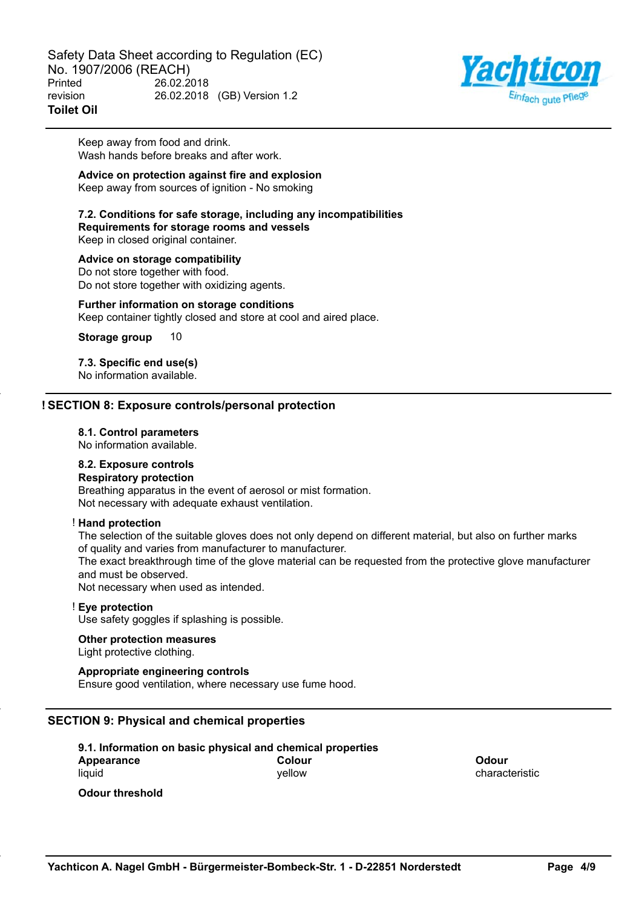Keep away from food and drink.
Wash hands before breaks and after work.

**Advice on protection against fire and explosion**
Keep away from sources of ignition - No smoking

**7.2. Conditions for safe storage, including any incompatibilities**
**Requirements for storage rooms and vessels**
Keep in closed original container.

**Advice on storage compatibility**
Do not store together with food.
Do not store together with oxidizing agents.

**Further information on storage conditions**
Keep container tightly closed and store at cool and aired place.

**Storage group** 10

**7.3. Specific end use(s)**
No information available.

## ! SECTION 8: Exposure controls/personal protection

**8.1. Control parameters**
No information available.

**8.2. Exposure controls**
**Respiratory protection**
Breathing apparatus in the event of aerosol or mist formation.
Not necessary with adequate exhaust ventilation.

! **Hand protection**
The selection of the suitable gloves does not only depend on different material, but also on further marks of quality and varies from manufacturer to manufacturer.
The exact breakthrough time of the glove material can be requested from the protective glove manufacturer and must be observed.
Not necessary when used as intended.

! **Eye protection**
Use safety goggles if splashing is possible.

**Other protection measures**
Light protective clothing.

**Appropriate engineering controls**
Ensure good ventilation, where necessary use fume hood.

## SECTION 9: Physical and chemical properties

**9.1. Information on basic physical and chemical properties**

| Appearance | Colour | Odour |
| --- | --- | --- |
| liquid | yellow | characteristic |

**Odour threshold**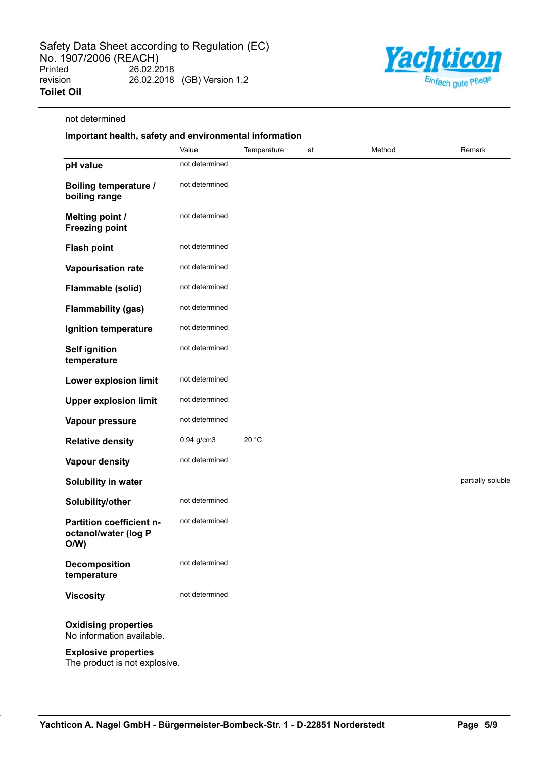not determined

**Important health, safety and environmental information**

| | Value | Temperature | at | Method | Remark |
|---|---|---|---|---|---|
| **pH value** | not determined | | | | |
| **Boiling temperature / boiling range** | not determined | | | | |
| **Melting point / Freezing point** | not determined | | | | |
| **Flash point** | not determined | | | | |
| **Vapourisation rate** | not determined | | | | |
| **Flammable (solid)** | not determined | | | | |
| **Flammability (gas)** | not determined | | | | |
| **Ignition temperature** | not determined | | | | |
| **Self ignition temperature** | not determined | | | | |
| **Lower explosion limit** | not determined | | | | |
| **Upper explosion limit** | not determined | | | | |
| **Vapour pressure** | not determined | | | | |
| **Relative density** | 0,94 g/cm3 | 20 °C | | | |
| **Vapour density** | not determined | | | | |
| **Solubility in water** | | | | | partially soluble |
| **Solubility/other** | not determined | | | | |
| **Partition coefficient n-octanol/water (log P O/W)** | not determined | | | | |
| **Decomposition temperature** | not determined | | | | |
| **Viscosity** | not determined | | | | |

**Oxidising properties**
No information available.

**Explosive properties**
The product is not explosive.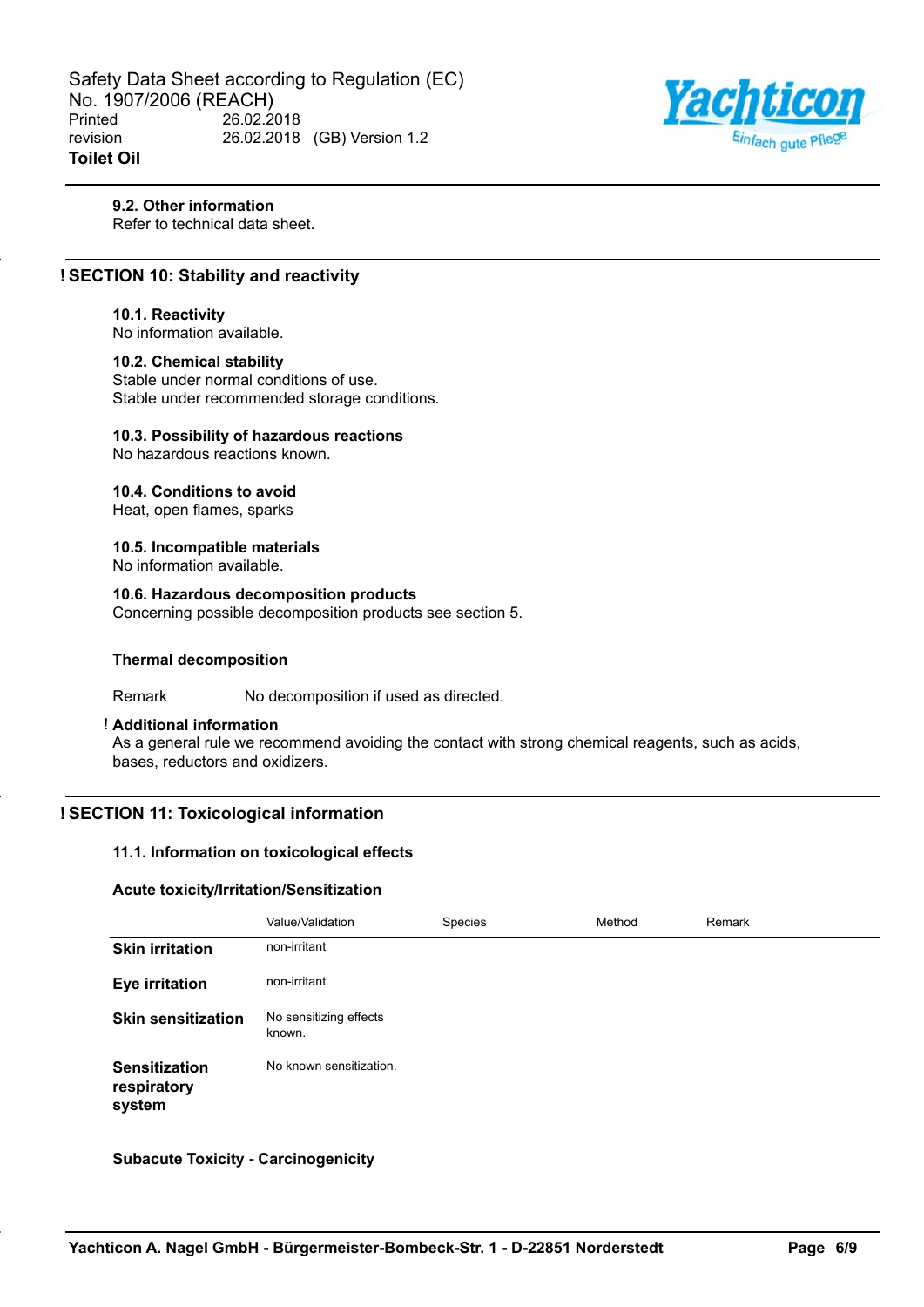#### 9.2. Other information

Refer to technical data sheet.

## ! SECTION 10: Stability and reactivity

#### 10.1. Reactivity

No information available.

#### 10.2. Chemical stability

Stable under normal conditions of use.
Stable under recommended storage conditions.

#### 10.3. Possibility of hazardous reactions

No hazardous reactions known.

#### 10.4. Conditions to avoid

Heat, open flames, sparks

#### 10.5. Incompatible materials

No information available.

#### 10.6. Hazardous decomposition products

Concerning possible decomposition products see section 5.

#### Thermal decomposition

Remark    No decomposition if used as directed.

#### ! Additional information

As a general rule we recommend avoiding the contact with strong chemical reagents, such as acids, bases, reductors and oxidizers.

## ! SECTION 11: Toxicological information

#### 11.1. Information on toxicological effects

#### Acute toxicity/Irritation/Sensitization

| | Value/Validation | Species | Method | Remark |
|---|---|---|---|---|
| **Skin irritation** | non-irritant | | | |
| **Eye irritation** | non-irritant | | | |
| **Skin sensitization** | No sensitizing effects known. | | | |
| **Sensitization respiratory system** | No known sensitization. | | | |

#### Subacute Toxicity - Carcinogenicity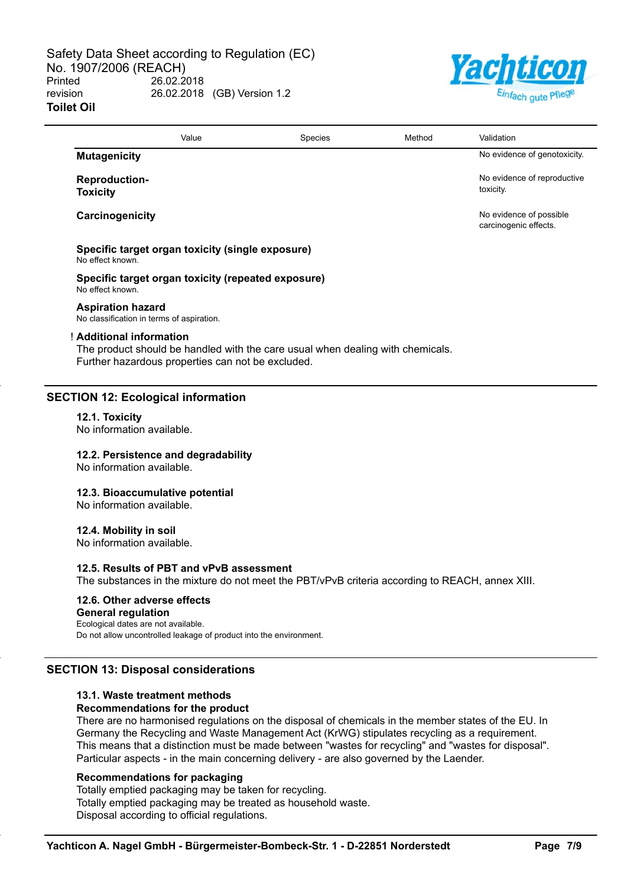| | Value | Species | Method | Validation |
|---|---|---|---|---|
| **Mutagenicity** | | | | No evidence of genotoxicity. |
| **Reproduction-Toxicity** | | | | No evidence of reproductive toxicity. |
| **Carcinogenicity** | | | | No evidence of possible carcinogenic effects. |

**Specific target organ toxicity (single exposure)**
No effect known.

**Specific target organ toxicity (repeated exposure)**
No effect known.

**Aspiration hazard**
No classification in terms of aspiration.

! **Additional information**
The product should be handled with the care usual when dealing with chemicals.
Further hazardous properties can not be excluded.

## SECTION 12: Ecological information

### 12.1. Toxicity
No information available.

### 12.2. Persistence and degradability
No information available.

### 12.3. Bioaccumulative potential
No information available.

### 12.4. Mobility in soil
No information available.

### 12.5. Results of PBT and vPvB assessment
The substances in the mixture do not meet the PBT/vPvB criteria according to REACH, annex XIII.

### 12.6. Other adverse effects
**General regulation**
Ecological dates are not available.
Do not allow uncontrolled leakage of product into the environment.

## SECTION 13: Disposal considerations

### 13.1. Waste treatment methods
**Recommendations for the product**
There are no harmonised regulations on the disposal of chemicals in the member states of the EU. In Germany the Recycling and Waste Management Act (KrWG) stipulates recycling as a requirement. This means that a distinction must be made between "wastes for recycling" and "wastes for disposal". Particular aspects - in the main concerning delivery - are also governed by the Laender.

**Recommendations for packaging**
Totally emptied packaging may be taken for recycling.
Totally emptied packaging may be treated as household waste.
Disposal according to official regulations.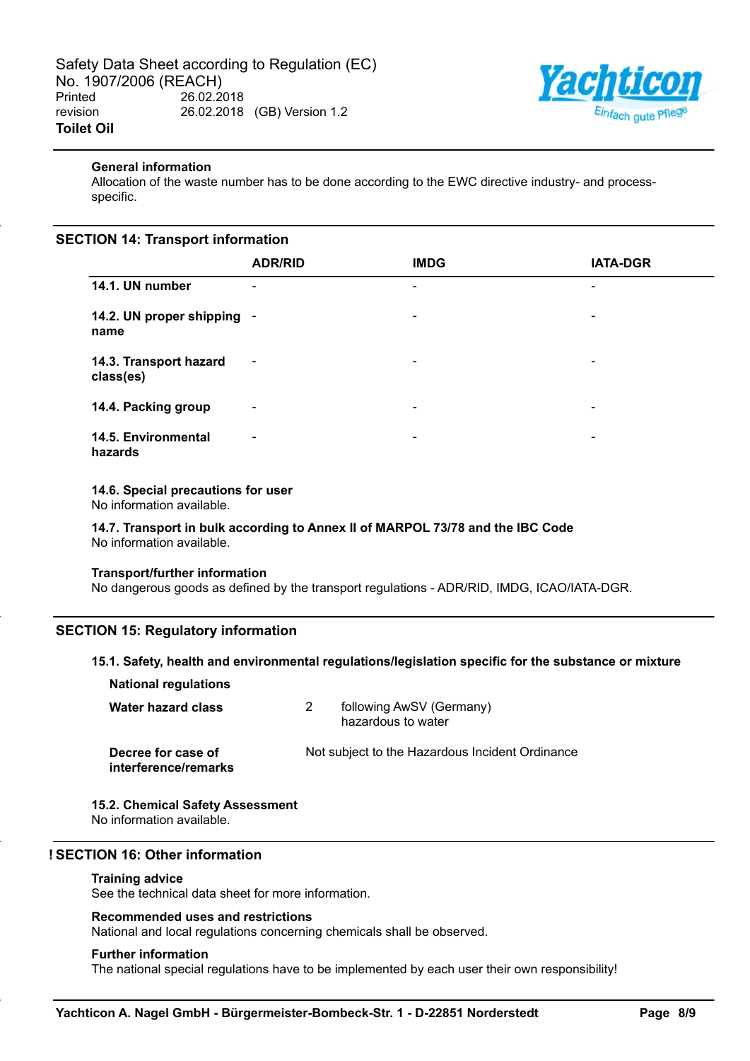**General information**

Allocation of the waste number has to be done according to the EWC directive industry- and process-specific.

## SECTION 14: Transport information

| | ADR/RID | IMDG | IATA-DGR |
|---|---|---|---|
| **14.1. UN number** | - | - | - |
| **14.2. UN proper shipping name** | - | - | - |
| **14.3. Transport hazard class(es)** | - | - | - |
| **14.4. Packing group** | - | - | - |
| **14.5. Environmental hazards** | - | - | - |

**14.6. Special precautions for user**

No information available.

**14.7. Transport in bulk according to Annex II of MARPOL 73/78 and the IBC Code**

No information available.

**Transport/further information**

No dangerous goods as defined by the transport regulations - ADR/RID, IMDG, ICAO/IATA-DGR.

## SECTION 15: Regulatory information

**15.1. Safety, health and environmental regulations/legislation specific for the substance or mixture**

**National regulations**

| | | |
|---|---|---|
| **Water hazard class** | 2 | following AwSV (Germany) hazardous to water |
| **Decree for case of interference/remarks** | Not subject to the Hazardous Incident Ordinance | |

**15.2. Chemical Safety Assessment**

No information available.

## ! SECTION 16: Other information

**Training advice**

See the technical data sheet for more information.

**Recommended uses and restrictions**

National and local regulations concerning chemicals shall be observed.

**Further information**

The national special regulations have to be implemented by each user their own responsibility!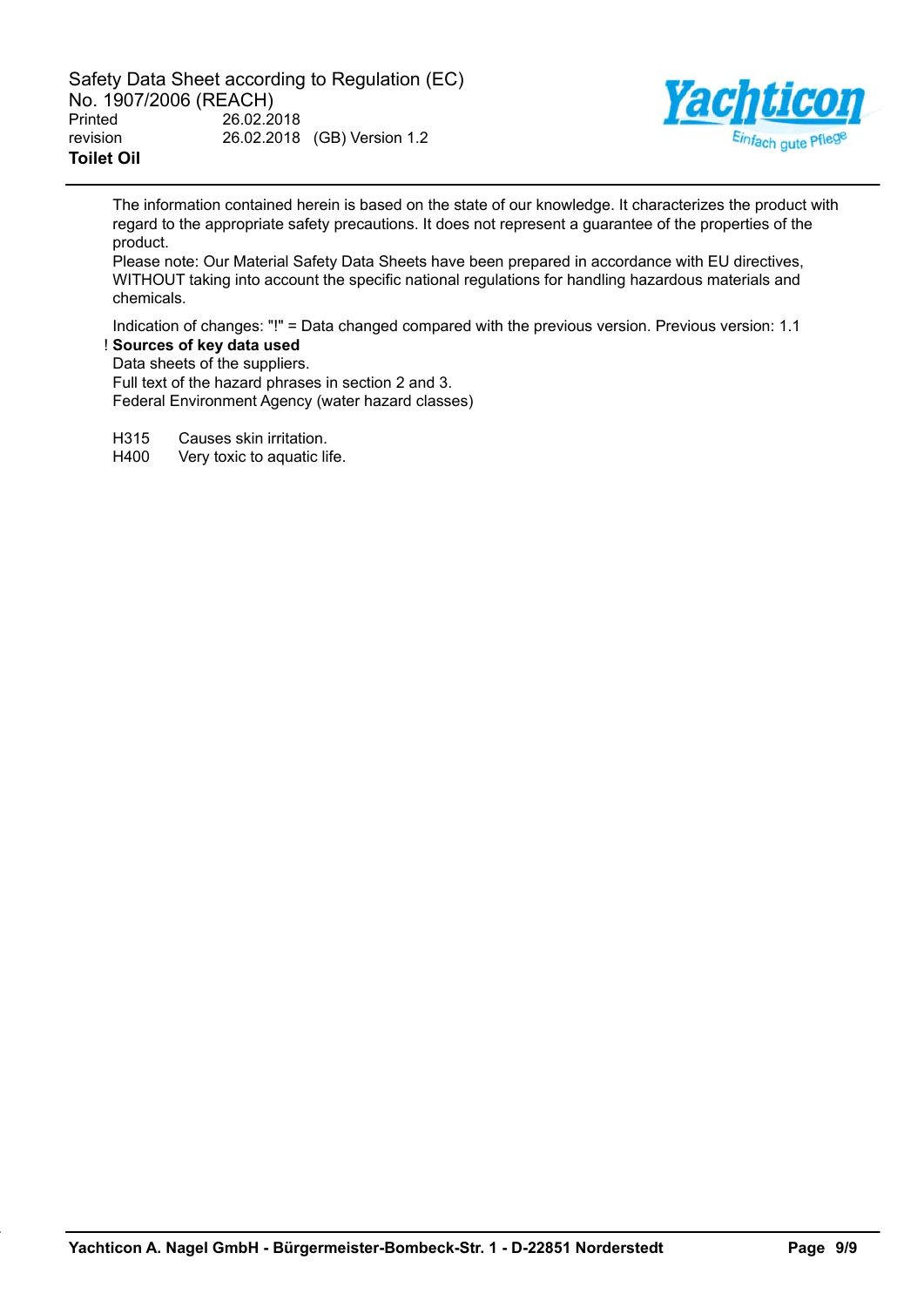The information contained herein is based on the state of our knowledge. It characterizes the product with regard to the appropriate safety precautions. It does not represent a guarantee of the properties of the product.

Please note: Our Material Safety Data Sheets have been prepared in accordance with EU directives, WITHOUT taking into account the specific national regulations for handling hazardous materials and chemicals.

Indication of changes: "!" = Data changed compared with the previous version. Previous version: 1.1

! **Sources of key data used**

Data sheets of the suppliers.

Full text of the hazard phrases in section 2 and 3.

Federal Environment Agency (water hazard classes)

H315 Causes skin irritation.

H400 Very toxic to aquatic life.